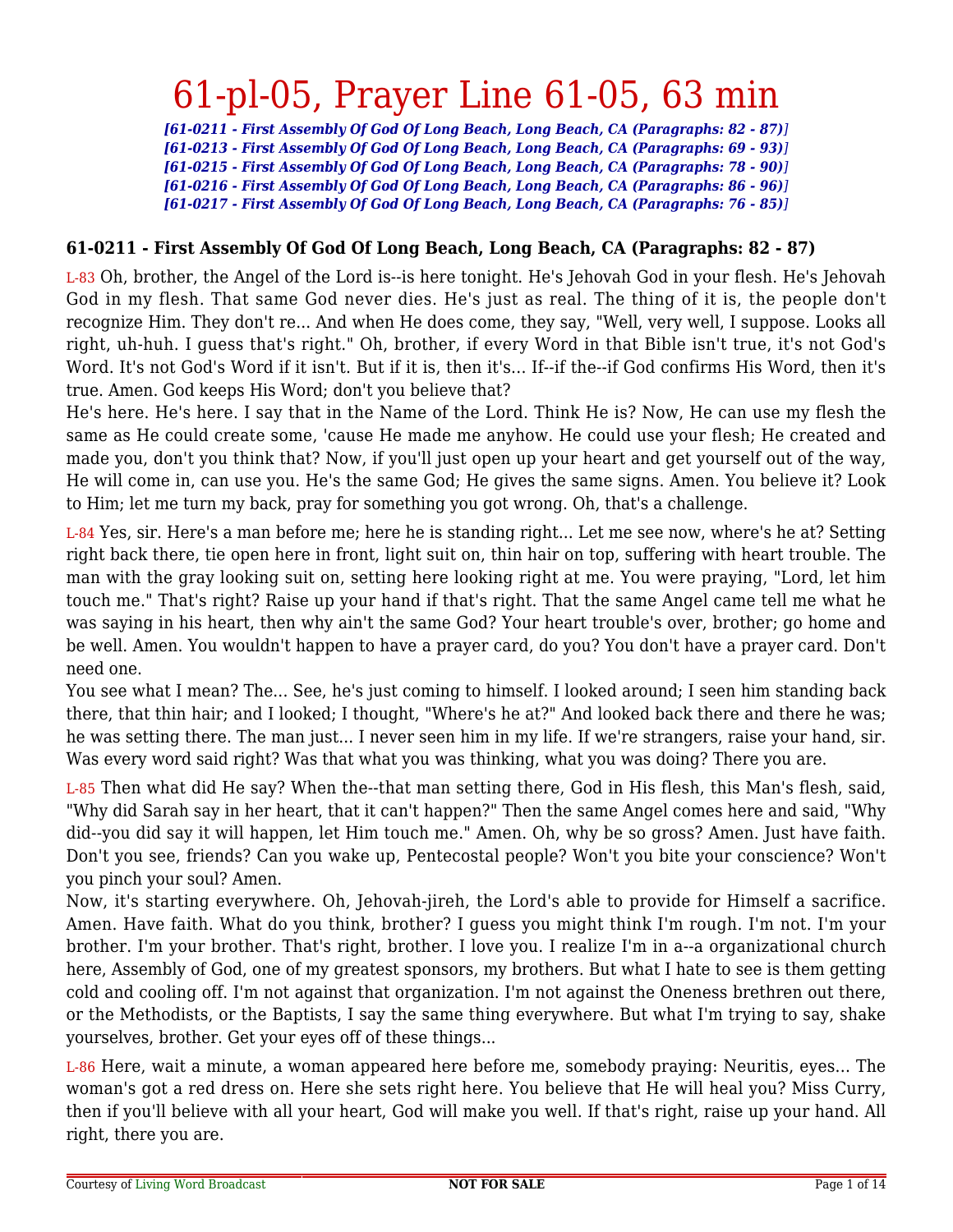# 61-pl-05, Prayer Line 61-05, 63 min

*[61-0211 - First Assembly Of God Of Long Beach, Long Beach, CA (Paragraphs: 82 - 87)]*
*[61-0213 - First Assembly Of God Of Long Beach, Long Beach, CA (Paragraphs: 69 - 93)]*
*[61-0215 - First Assembly Of God Of Long Beach, Long Beach, CA (Paragraphs: 78 - 90)]*
*[61-0216 - First Assembly Of God Of Long Beach, Long Beach, CA (Paragraphs: 86 - 96)]*
*[61-0217 - First Assembly Of God Of Long Beach, Long Beach, CA (Paragraphs: 76 - 85)]*

### 61-0211 - First Assembly Of God Of Long Beach, Long Beach, CA (Paragraphs: 82 - 87)

L-83 Oh, brother, the Angel of the Lord is--is here tonight. He's Jehovah God in your flesh. He's Jehovah God in my flesh. That same God never dies. He's just as real. The thing of it is, the people don't recognize Him. They don't re... And when He does come, they say, "Well, very well, I suppose. Looks all right, uh-huh. I guess that's right." Oh, brother, if every Word in that Bible isn't true, it's not God's Word. It's not God's Word if it isn't. But if it is, then it's... If--if the--if God confirms His Word, then it's true. Amen. God keeps His Word; don't you believe that?

He's here. He's here. I say that in the Name of the Lord. Think He is? Now, He can use my flesh the same as He could create some, 'cause He made me anyhow. He could use your flesh; He created and made you, don't you think that? Now, if you'll just open up your heart and get yourself out of the way, He will come in, can use you. He's the same God; He gives the same signs. Amen. You believe it? Look to Him; let me turn my back, pray for something you got wrong. Oh, that's a challenge.

L-84 Yes, sir. Here's a man before me; here he is standing right... Let me see now, where's he at? Setting right back there, tie open here in front, light suit on, thin hair on top, suffering with heart trouble. The man with the gray looking suit on, setting here looking right at me. You were praying, "Lord, let him touch me." That's right? Raise up your hand if that's right. That the same Angel came tell me what he was saying in his heart, then why ain't the same God? Your heart trouble's over, brother; go home and be well. Amen. You wouldn't happen to have a prayer card, do you? You don't have a prayer card. Don't need one.

You see what I mean? The... See, he's just coming to himself. I looked around; I seen him standing back there, that thin hair; and I looked; I thought, "Where's he at?" And looked back there and there he was; he was setting there. The man just... I never seen him in my life. If we're strangers, raise your hand, sir. Was every word said right? Was that what you was thinking, what you was doing? There you are.

L-85 Then what did He say? When the--that man setting there, God in His flesh, this Man's flesh, said, "Why did Sarah say in her heart, that it can't happen?" Then the same Angel comes here and said, "Why did--you did say it will happen, let Him touch me." Amen. Oh, why be so gross? Amen. Just have faith. Don't you see, friends? Can you wake up, Pentecostal people? Won't you bite your conscience? Won't you pinch your soul? Amen.

Now, it's starting everywhere. Oh, Jehovah-jireh, the Lord's able to provide for Himself a sacrifice. Amen. Have faith. What do you think, brother? I guess you might think I'm rough. I'm not. I'm your brother. I'm your brother. That's right, brother. I love you. I realize I'm in a--a organizational church here, Assembly of God, one of my greatest sponsors, my brothers. But what I hate to see is them getting cold and cooling off. I'm not against that organization. I'm not against the Oneness brethren out there, or the Methodists, or the Baptists, I say the same thing everywhere. But what I'm trying to say, shake yourselves, brother. Get your eyes off of these things...

L-86 Here, wait a minute, a woman appeared here before me, somebody praying: Neuritis, eyes... The woman's got a red dress on. Here she sets right here. You believe that He will heal you? Miss Curry, then if you'll believe with all your heart, God will make you well. If that's right, raise up your hand. All right, there you are.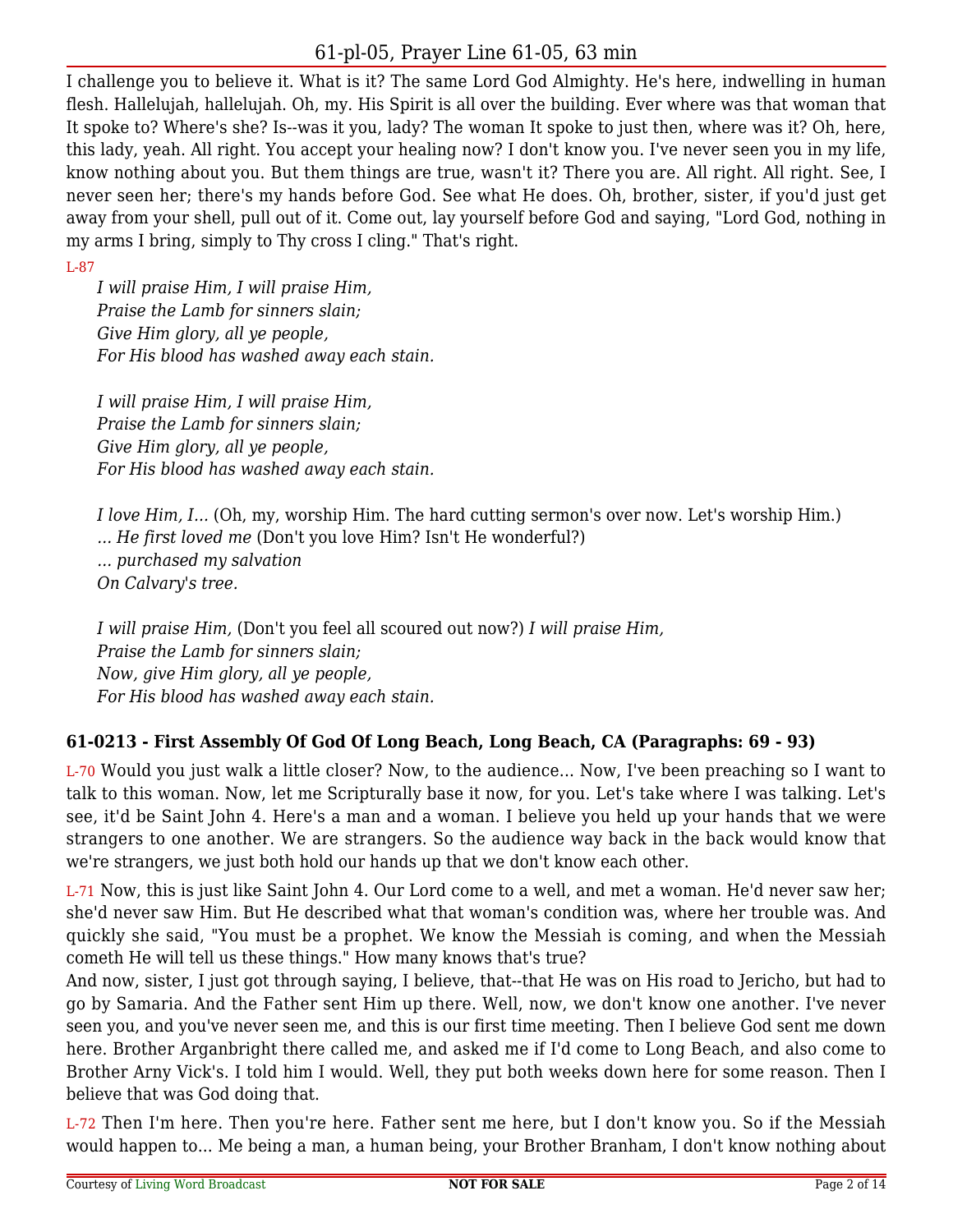I challenge you to believe it. What is it? The same Lord God Almighty. He's here, indwelling in human flesh. Hallelujah, hallelujah. Oh, my. His Spirit is all over the building. Ever where was that woman that It spoke to? Where's she? Is--was it you, lady? The woman It spoke to just then, where was it? Oh, here, this lady, yeah. All right. You accept your healing now? I don't know you. I've never seen you in my life, know nothing about you. But them things are true, wasn't it? There you are. All right. All right. See, I never seen her; there's my hands before God. See what He does. Oh, brother, sister, if you'd just get away from your shell, pull out of it. Come out, lay yourself before God and saying, "Lord God, nothing in my arms I bring, simply to Thy cross I cling." That's right.

L-87

*I will praise Him, I will praise Him,*
*Praise the Lamb for sinners slain;*
*Give Him glory, all ye people,*
*For His blood has washed away each stain.*

*I will praise Him, I will praise Him,*
*Praise the Lamb for sinners slain;*
*Give Him glory, all ye people,*
*For His blood has washed away each stain.*

*I love Him, I...* (Oh, my, worship Him. The hard cutting sermon's over now. Let's worship Him.)
*... He first loved me* (Don't you love Him? Isn't He wonderful?)
*... purchased my salvation*
*On Calvary's tree.*

*I will praise Him,* (Don't you feel all scoured out now?) *I will praise Him,*
*Praise the Lamb for sinners slain;*
*Now, give Him glory, all ye people,*
*For His blood has washed away each stain.*

### 61-0213 - First Assembly Of God Of Long Beach, Long Beach, CA (Paragraphs: 69 - 93)

L-70 Would you just walk a little closer? Now, to the audience... Now, I've been preaching so I want to talk to this woman. Now, let me Scripturally base it now, for you. Let's take where I was talking. Let's see, it'd be Saint John 4. Here's a man and a woman. I believe you held up your hands that we were strangers to one another. We are strangers. So the audience way back in the back would know that we're strangers, we just both hold our hands up that we don't know each other.

L-71 Now, this is just like Saint John 4. Our Lord come to a well, and met a woman. He'd never saw her; she'd never saw Him. But He described what that woman's condition was, where her trouble was. And quickly she said, "You must be a prophet. We know the Messiah is coming, and when the Messiah cometh He will tell us these things." How many knows that's true?

And now, sister, I just got through saying, I believe, that--that He was on His road to Jericho, but had to go by Samaria. And the Father sent Him up there. Well, now, we don't know one another. I've never seen you, and you've never seen me, and this is our first time meeting. Then I believe God sent me down here. Brother Arganbright there called me, and asked me if I'd come to Long Beach, and also come to Brother Arny Vick's. I told him I would. Well, they put both weeks down here for some reason. Then I believe that was God doing that.

L-72 Then I'm here. Then you're here. Father sent me here, but I don't know you. So if the Messiah would happen to... Me being a man, a human being, your Brother Branham, I don't know nothing about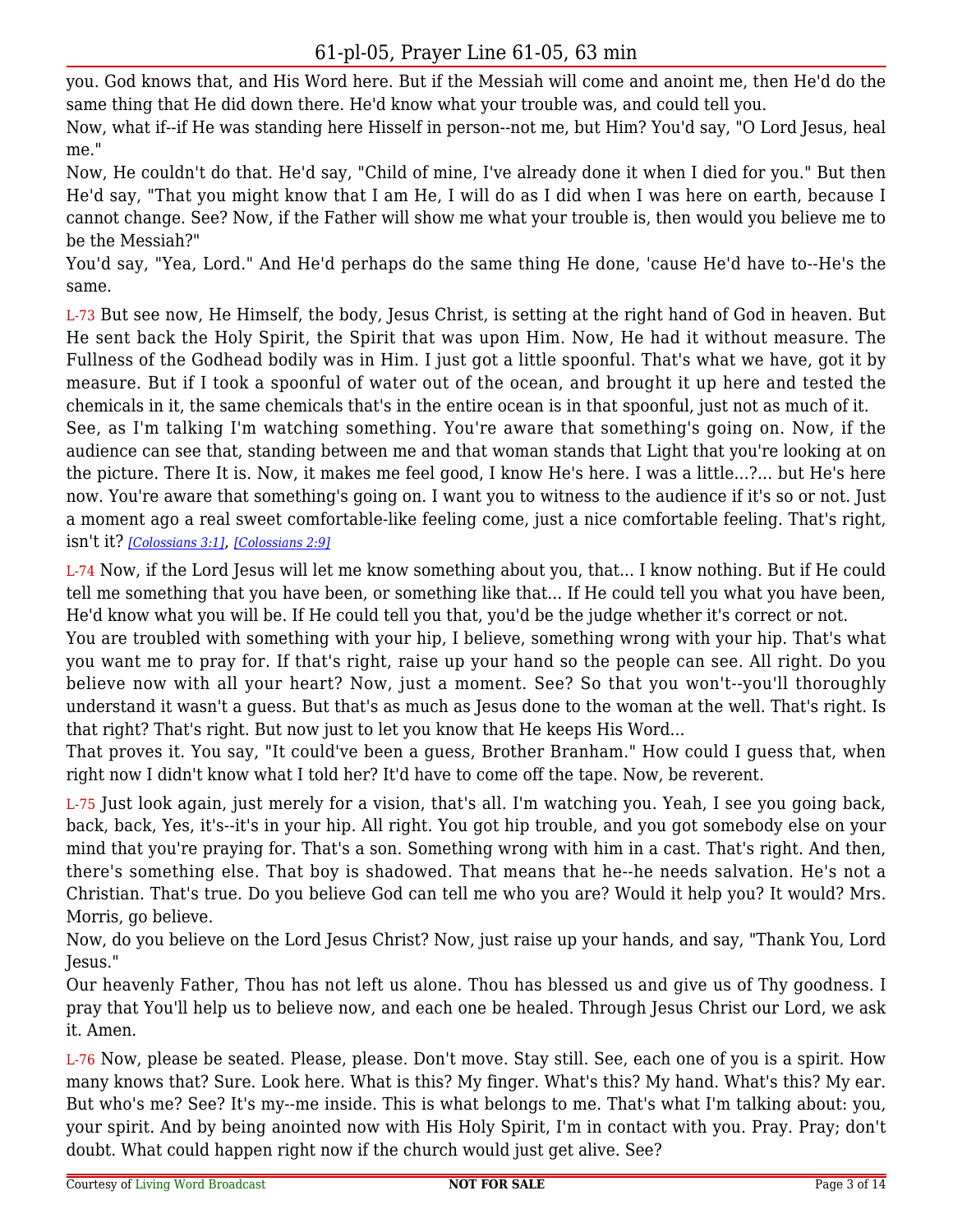you. God knows that, and His Word here. But if the Messiah will come and anoint me, then He'd do the same thing that He did down there. He'd know what your trouble was, and could tell you.

Now, what if--if He was standing here Hisself in person--not me, but Him? You'd say, "O Lord Jesus, heal me."

Now, He couldn't do that. He'd say, "Child of mine, I've already done it when I died for you." But then He'd say, "That you might know that I am He, I will do as I did when I was here on earth, because I cannot change. See? Now, if the Father will show me what your trouble is, then would you believe me to be the Messiah?"

You'd say, "Yea, Lord." And He'd perhaps do the same thing He done, 'cause He'd have to--He's the same.

L-73 But see now, He Himself, the body, Jesus Christ, is setting at the right hand of God in heaven. But He sent back the Holy Spirit, the Spirit that was upon Him. Now, He had it without measure. The Fullness of the Godhead bodily was in Him. I just got a little spoonful. That's what we have, got it by measure. But if I took a spoonful of water out of the ocean, and brought it up here and tested the chemicals in it, the same chemicals that's in the entire ocean is in that spoonful, just not as much of it.

See, as I'm talking I'm watching something. You're aware that something's going on. Now, if the audience can see that, standing between me and that woman stands that Light that you're looking at on the picture. There It is. Now, it makes me feel good, I know He's here. I was a little...?... but He's here now. You're aware that something's going on. I want you to witness to the audience if it's so or not. Just a moment ago a real sweet comfortable-like feeling come, just a nice comfortable feeling. That's right, isn't it? *[Colossians 3:1]*, *[Colossians 2:9]*

L-74 Now, if the Lord Jesus will let me know something about you, that... I know nothing. But if He could tell me something that you have been, or something like that... If He could tell you what you have been, He'd know what you will be. If He could tell you that, you'd be the judge whether it's correct or not.

You are troubled with something with your hip, I believe, something wrong with your hip. That's what you want me to pray for. If that's right, raise up your hand so the people can see. All right. Do you believe now with all your heart? Now, just a moment. See? So that you won't--you'll thoroughly understand it wasn't a guess. But that's as much as Jesus done to the woman at the well. That's right. Is that right? That's right. But now just to let you know that He keeps His Word...

That proves it. You say, "It could've been a guess, Brother Branham." How could I guess that, when right now I didn't know what I told her? It'd have to come off the tape. Now, be reverent.

L-75 Just look again, just merely for a vision, that's all. I'm watching you. Yeah, I see you going back, back, back, Yes, it's--it's in your hip. All right. You got hip trouble, and you got somebody else on your mind that you're praying for. That's a son. Something wrong with him in a cast. That's right. And then, there's something else. That boy is shadowed. That means that he--he needs salvation. He's not a Christian. That's true. Do you believe God can tell me who you are? Would it help you? It would? Mrs. Morris, go believe.

Now, do you believe on the Lord Jesus Christ? Now, just raise up your hands, and say, "Thank You, Lord Jesus."

Our heavenly Father, Thou has not left us alone. Thou has blessed us and give us of Thy goodness. I pray that You'll help us to believe now, and each one be healed. Through Jesus Christ our Lord, we ask it. Amen.

L-76 Now, please be seated. Please, please. Don't move. Stay still. See, each one of you is a spirit. How many knows that? Sure. Look here. What is this? My finger. What's this? My hand. What's this? My ear. But who's me? See? It's my--me inside. This is what belongs to me. That's what I'm talking about: you, your spirit. And by being anointed now with His Holy Spirit, I'm in contact with you. Pray. Pray; don't doubt. What could happen right now if the church would just get alive. See?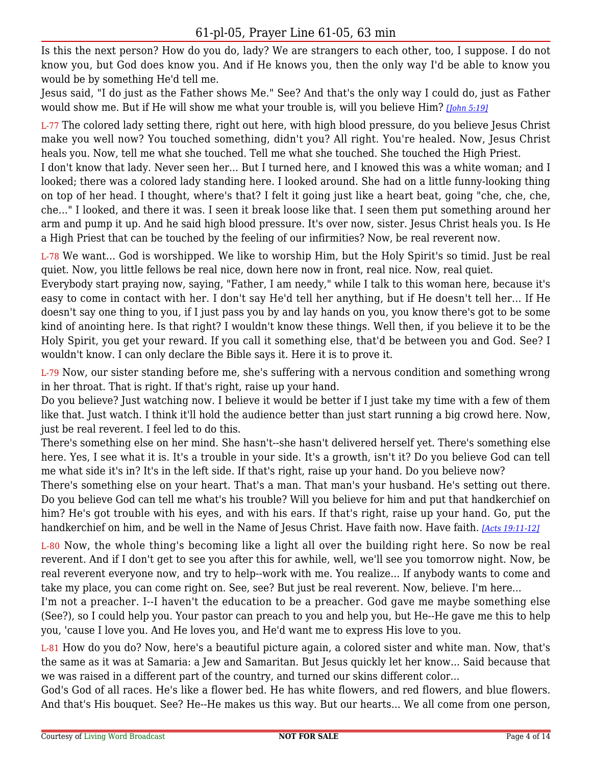Is this the next person? How do you do, lady? We are strangers to each other, too, I suppose. I do not know you, but God does know you. And if He knows you, then the only way I'd be able to know you would be by something He'd tell me.

Jesus said, "I do just as the Father shows Me." See? And that's the only way I could do, just as Father would show me. But if He will show me what your trouble is, will you believe Him? *[John 5:19]*

L-77 The colored lady setting there, right out here, with high blood pressure, do you believe Jesus Christ make you well now? You touched something, didn't you? All right. You're healed. Now, Jesus Christ heals you. Now, tell me what she touched. Tell me what she touched. She touched the High Priest.

I don't know that lady. Never seen her... But I turned here, and I knowed this was a white woman; and I looked; there was a colored lady standing here. I looked around. She had on a little funny-looking thing on top of her head. I thought, where's that? I felt it going just like a heart beat, going "che, che, che, che..." I looked, and there it was. I seen it break loose like that. I seen them put something around her arm and pump it up. And he said high blood pressure. It's over now, sister. Jesus Christ heals you. Is He a High Priest that can be touched by the feeling of our infirmities? Now, be real reverent now.

L-78 We want... God is worshipped. We like to worship Him, but the Holy Spirit's so timid. Just be real quiet. Now, you little fellows be real nice, down here now in front, real nice. Now, real quiet.

Everybody start praying now, saying, "Father, I am needy," while I talk to this woman here, because it's easy to come in contact with her. I don't say He'd tell her anything, but if He doesn't tell her... If He doesn't say one thing to you, if I just pass you by and lay hands on you, you know there's got to be some kind of anointing here. Is that right? I wouldn't know these things. Well then, if you believe it to be the Holy Spirit, you get your reward. If you call it something else, that'd be between you and God. See? I wouldn't know. I can only declare the Bible says it. Here it is to prove it.

L-79 Now, our sister standing before me, she's suffering with a nervous condition and something wrong in her throat. That is right. If that's right, raise up your hand.

Do you believe? Just watching now. I believe it would be better if I just take my time with a few of them like that. Just watch. I think it'll hold the audience better than just start running a big crowd here. Now, just be real reverent. I feel led to do this.

There's something else on her mind. She hasn't--she hasn't delivered herself yet. There's something else here. Yes, I see what it is. It's a trouble in your side. It's a growth, isn't it? Do you believe God can tell me what side it's in? It's in the left side. If that's right, raise up your hand. Do you believe now?

There's something else on your heart. That's a man. That man's your husband. He's setting out there. Do you believe God can tell me what's his trouble? Will you believe for him and put that handkerchief on him? He's got trouble with his eyes, and with his ears. If that's right, raise up your hand. Go, put the handkerchief on him, and be well in the Name of Jesus Christ. Have faith now. Have faith. *[Acts 19:11-12]*

L-80 Now, the whole thing's becoming like a light all over the building right here. So now be real reverent. And if I don't get to see you after this for awhile, well, we'll see you tomorrow night. Now, be real reverent everyone now, and try to help--work with me. You realize... If anybody wants to come and take my place, you can come right on. See, see? But just be real reverent. Now, believe. I'm here...

I'm not a preacher. I--I haven't the education to be a preacher. God gave me maybe something else (See?), so I could help you. Your pastor can preach to you and help you, but He--He gave me this to help you, 'cause I love you. And He loves you, and He'd want me to express His love to you.

L-81 How do you do? Now, here's a beautiful picture again, a colored sister and white man. Now, that's the same as it was at Samaria: a Jew and Samaritan. But Jesus quickly let her know... Said because that we was raised in a different part of the country, and turned our skins different color...

God's God of all races. He's like a flower bed. He has white flowers, and red flowers, and blue flowers. And that's His bouquet. See? He--He makes us this way. But our hearts... We all come from one person,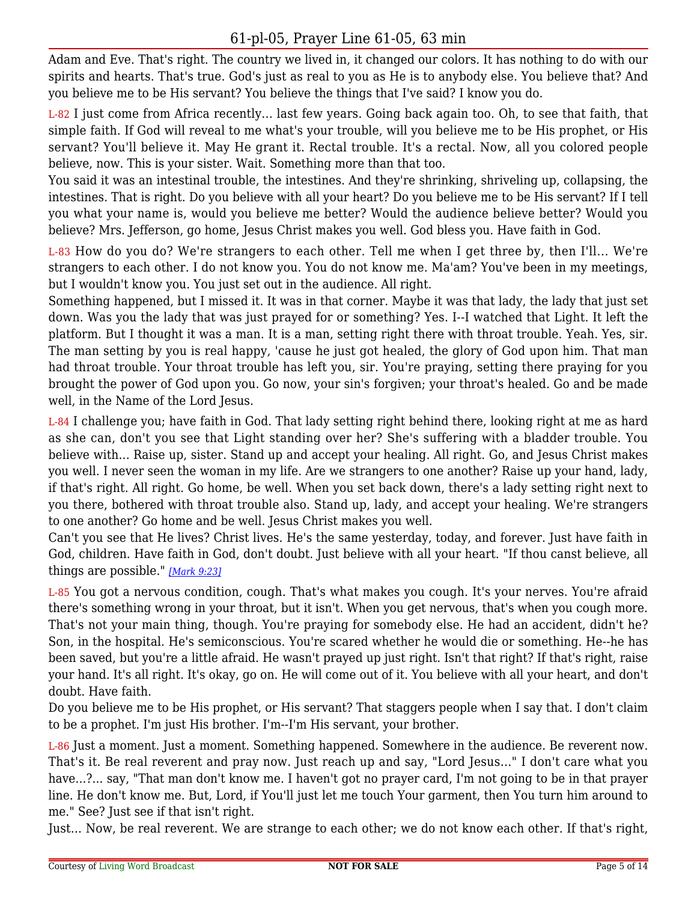Adam and Eve. That's right. The country we lived in, it changed our colors. It has nothing to do with our spirits and hearts. That's true. God's just as real to you as He is to anybody else. You believe that? And you believe me to be His servant? You believe the things that I've said? I know you do.

L-82 I just come from Africa recently... last few years. Going back again too. Oh, to see that faith, that simple faith. If God will reveal to me what's your trouble, will you believe me to be His prophet, or His servant? You'll believe it. May He grant it. Rectal trouble. It's a rectal. Now, all you colored people believe, now. This is your sister. Wait. Something more than that too.
You said it was an intestinal trouble, the intestines. And they're shrinking, shriveling up, collapsing, the intestines. That is right. Do you believe with all your heart? Do you believe me to be His servant? If I tell you what your name is, would you believe me better? Would the audience believe better? Would you believe? Mrs. Jefferson, go home, Jesus Christ makes you well. God bless you. Have faith in God.

L-83 How do you do? We're strangers to each other. Tell me when I get three by, then I'll... We're strangers to each other. I do not know you. You do not know me. Ma'am? You've been in my meetings, but I wouldn't know you. You just set out in the audience. All right.
Something happened, but I missed it. It was in that corner. Maybe it was that lady, the lady that just set down. Was you the lady that was just prayed for or something? Yes. I--I watched that Light. It left the platform. But I thought it was a man. It is a man, setting right there with throat trouble. Yeah. Yes, sir. The man setting by you is real happy, 'cause he just got healed, the glory of God upon him. That man had throat trouble. Your throat trouble has left you, sir. You're praying, setting there praying for you brought the power of God upon you. Go now, your sin's forgiven; your throat's healed. Go and be made well, in the Name of the Lord Jesus.

L-84 I challenge you; have faith in God. That lady setting right behind there, looking right at me as hard as she can, don't you see that Light standing over her? She's suffering with a bladder trouble. You believe with... Raise up, sister. Stand up and accept your healing. All right. Go, and Jesus Christ makes you well. I never seen the woman in my life. Are we strangers to one another? Raise up your hand, lady, if that's right. All right. Go home, be well. When you set back down, there's a lady setting right next to you there, bothered with throat trouble also. Stand up, lady, and accept your healing. We're strangers to one another? Go home and be well. Jesus Christ makes you well.
Can't you see that He lives? Christ lives. He's the same yesterday, today, and forever. Just have faith in God, children. Have faith in God, don't doubt. Just believe with all your heart. "If thou canst believe, all things are possible." *[Mark 9:23]*

L-85 You got a nervous condition, cough. That's what makes you cough. It's your nerves. You're afraid there's something wrong in your throat, but it isn't. When you get nervous, that's when you cough more. That's not your main thing, though. You're praying for somebody else. He had an accident, didn't he? Son, in the hospital. He's semiconscious. You're scared whether he would die or something. He--he has been saved, but you're a little afraid. He wasn't prayed up just right. Isn't that right? If that's right, raise your hand. It's all right. It's okay, go on. He will come out of it. You believe with all your heart, and don't doubt. Have faith.
Do you believe me to be His prophet, or His servant? That staggers people when I say that. I don't claim to be a prophet. I'm just His brother. I'm--I'm His servant, your brother.

L-86 Just a moment. Just a moment. Something happened. Somewhere in the audience. Be reverent now. That's it. Be real reverent and pray now. Just reach up and say, "Lord Jesus..." I don't care what you have...?... say, "That man don't know me. I haven't got no prayer card, I'm not going to be in that prayer line. He don't know me. But, Lord, if You'll just let me touch Your garment, then You turn him around to me." See? Just see if that isn't right.
Just... Now, be real reverent. We are strange to each other; we do not know each other. If that's right,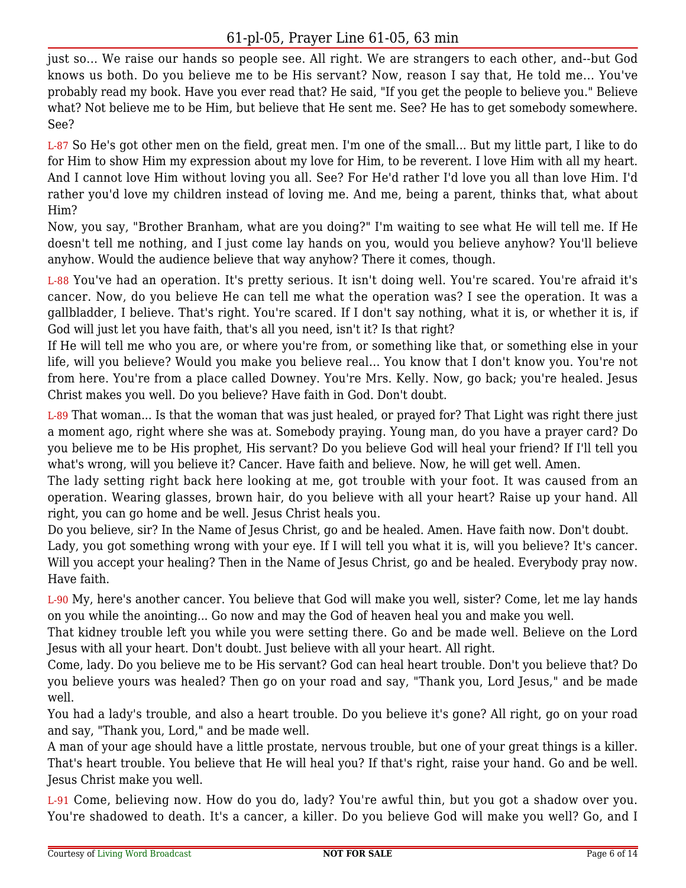just so... We raise our hands so people see. All right. We are strangers to each other, and--but God knows us both. Do you believe me to be His servant? Now, reason I say that, He told me... You've probably read my book. Have you ever read that? He said, "If you get the people to believe you." Believe what? Not believe me to be Him, but believe that He sent me. See? He has to get somebody somewhere. See?

L-87 So He's got other men on the field, great men. I'm one of the small... But my little part, I like to do for Him to show Him my expression about my love for Him, to be reverent. I love Him with all my heart. And I cannot love Him without loving you all. See? For He'd rather I'd love you all than love Him. I'd rather you'd love my children instead of loving me. And me, being a parent, thinks that, what about Him?

Now, you say, "Brother Branham, what are you doing?" I'm waiting to see what He will tell me. If He doesn't tell me nothing, and I just come lay hands on you, would you believe anyhow? You'll believe anyhow. Would the audience believe that way anyhow? There it comes, though.

L-88 You've had an operation. It's pretty serious. It isn't doing well. You're scared. You're afraid it's cancer. Now, do you believe He can tell me what the operation was? I see the operation. It was a gallbladder, I believe. That's right. You're scared. If I don't say nothing, what it is, or whether it is, if God will just let you have faith, that's all you need, isn't it? Is that right?

If He will tell me who you are, or where you're from, or something like that, or something else in your life, will you believe? Would you make you believe real... You know that I don't know you. You're not from here. You're from a place called Downey. You're Mrs. Kelly. Now, go back; you're healed. Jesus Christ makes you well. Do you believe? Have faith in God. Don't doubt.

L-89 That woman... Is that the woman that was just healed, or prayed for? That Light was right there just a moment ago, right where she was at. Somebody praying. Young man, do you have a prayer card? Do you believe me to be His prophet, His servant? Do you believe God will heal your friend? If I'll tell you what's wrong, will you believe it? Cancer. Have faith and believe. Now, he will get well. Amen.

The lady setting right back here looking at me, got trouble with your foot. It was caused from an operation. Wearing glasses, brown hair, do you believe with all your heart? Raise up your hand. All right, you can go home and be well. Jesus Christ heals you.

Do you believe, sir? In the Name of Jesus Christ, go and be healed. Amen. Have faith now. Don't doubt.

Lady, you got something wrong with your eye. If I will tell you what it is, will you believe? It's cancer. Will you accept your healing? Then in the Name of Jesus Christ, go and be healed. Everybody pray now. Have faith.

L-90 My, here's another cancer. You believe that God will make you well, sister? Come, let me lay hands on you while the anointing... Go now and may the God of heaven heal you and make you well.

That kidney trouble left you while you were setting there. Go and be made well. Believe on the Lord Jesus with all your heart. Don't doubt. Just believe with all your heart. All right.

Come, lady. Do you believe me to be His servant? God can heal heart trouble. Don't you believe that? Do you believe yours was healed? Then go on your road and say, "Thank you, Lord Jesus," and be made well.

You had a lady's trouble, and also a heart trouble. Do you believe it's gone? All right, go on your road and say, "Thank you, Lord," and be made well.

A man of your age should have a little prostate, nervous trouble, but one of your great things is a killer. That's heart trouble. You believe that He will heal you? If that's right, raise your hand. Go and be well. Jesus Christ make you well.

L-91 Come, believing now. How do you do, lady? You're awful thin, but you got a shadow over you. You're shadowed to death. It's a cancer, a killer. Do you believe God will make you well? Go, and I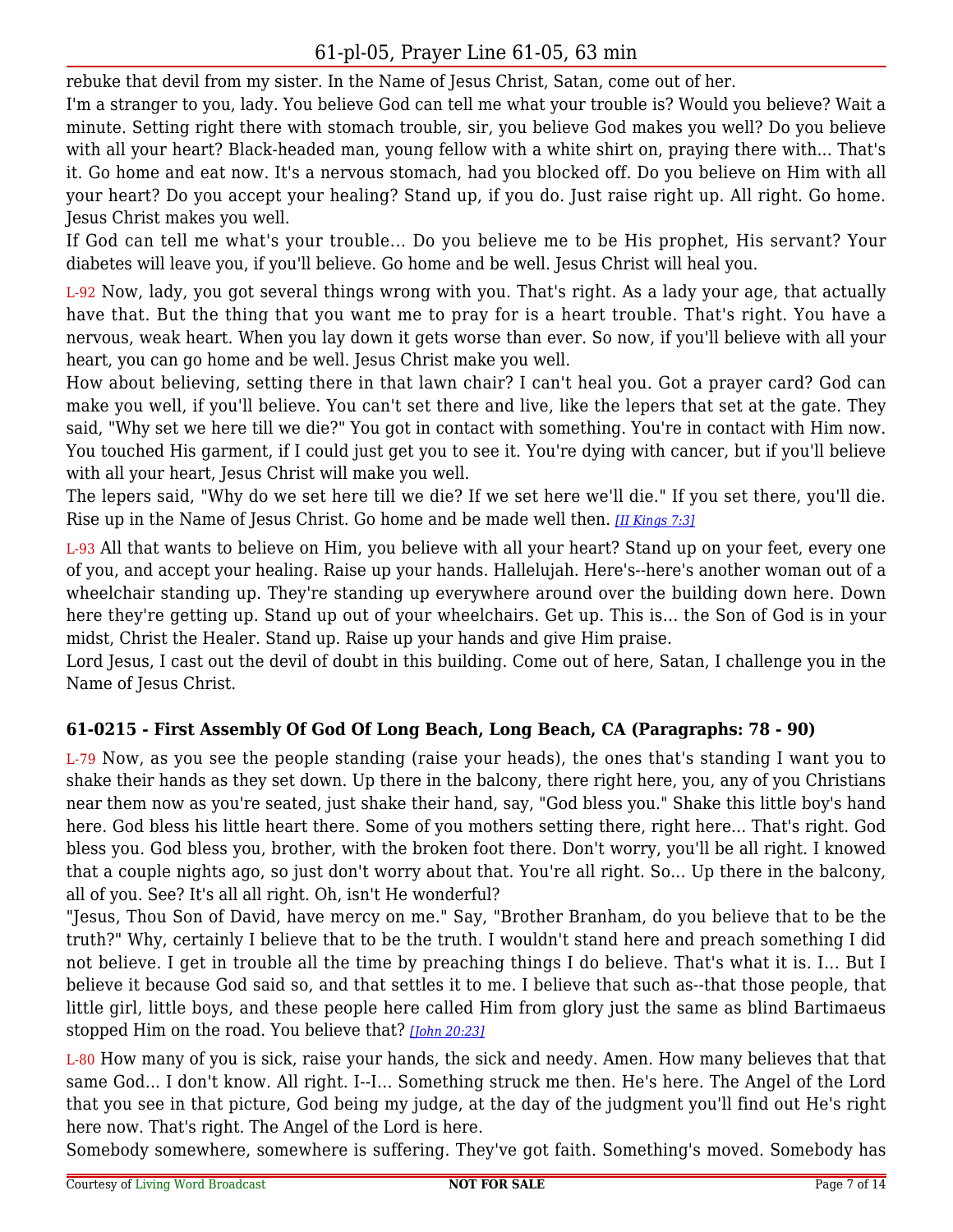rebuke that devil from my sister. In the Name of Jesus Christ, Satan, come out of her.

I'm a stranger to you, lady. You believe God can tell me what your trouble is? Would you believe? Wait a minute. Setting right there with stomach trouble, sir, you believe God makes you well? Do you believe with all your heart? Black-headed man, young fellow with a white shirt on, praying there with... That's it. Go home and eat now. It's a nervous stomach, had you blocked off. Do you believe on Him with all your heart? Do you accept your healing? Stand up, if you do. Just raise right up. All right. Go home. Jesus Christ makes you well.

If God can tell me what's your trouble... Do you believe me to be His prophet, His servant? Your diabetes will leave you, if you'll believe. Go home and be well. Jesus Christ will heal you.

L-92 Now, lady, you got several things wrong with you. That's right. As a lady your age, that actually have that. But the thing that you want me to pray for is a heart trouble. That's right. You have a nervous, weak heart. When you lay down it gets worse than ever. So now, if you'll believe with all your heart, you can go home and be well. Jesus Christ make you well.

How about believing, setting there in that lawn chair? I can't heal you. Got a prayer card? God can make you well, if you'll believe. You can't set there and live, like the lepers that set at the gate. They said, "Why set we here till we die?" You got in contact with something. You're in contact with Him now. You touched His garment, if I could just get you to see it. You're dying with cancer, but if you'll believe with all your heart, Jesus Christ will make you well.

The lepers said, "Why do we set here till we die? If we set here we'll die." If you set there, you'll die. Rise up in the Name of Jesus Christ. Go home and be made well then. *[II Kings 7:3]*

L-93 All that wants to believe on Him, you believe with all your heart? Stand up on your feet, every one of you, and accept your healing. Raise up your hands. Hallelujah. Here's--here's another woman out of a wheelchair standing up. They're standing up everywhere around over the building down here. Down here they're getting up. Stand up out of your wheelchairs. Get up. This is... the Son of God is in your midst, Christ the Healer. Stand up. Raise up your hands and give Him praise.

Lord Jesus, I cast out the devil of doubt in this building. Come out of here, Satan, I challenge you in the Name of Jesus Christ.

### 61-0215 - First Assembly Of God Of Long Beach, Long Beach, CA (Paragraphs: 78 - 90)

L-79 Now, as you see the people standing (raise your heads), the ones that's standing I want you to shake their hands as they set down. Up there in the balcony, there right here, you, any of you Christians near them now as you're seated, just shake their hand, say, "God bless you." Shake this little boy's hand here. God bless his little heart there. Some of you mothers setting there, right here... That's right. God bless you. God bless you, brother, with the broken foot there. Don't worry, you'll be all right. I knowed that a couple nights ago, so just don't worry about that. You're all right. So... Up there in the balcony, all of you. See? It's all all right. Oh, isn't He wonderful?

"Jesus, Thou Son of David, have mercy on me." Say, "Brother Branham, do you believe that to be the truth?" Why, certainly I believe that to be the truth. I wouldn't stand here and preach something I did not believe. I get in trouble all the time by preaching things I do believe. That's what it is. I... But I believe it because God said so, and that settles it to me. I believe that such as--that those people, that little girl, little boys, and these people here called Him from glory just the same as blind Bartimaeus stopped Him on the road. You believe that? *[John 20:23]*

L-80 How many of you is sick, raise your hands, the sick and needy. Amen. How many believes that that same God... I don't know. All right. I--I... Something struck me then. He's here. The Angel of the Lord that you see in that picture, God being my judge, at the day of the judgment you'll find out He's right here now. That's right. The Angel of the Lord is here.

Somebody somewhere, somewhere is suffering. They've got faith. Something's moved. Somebody has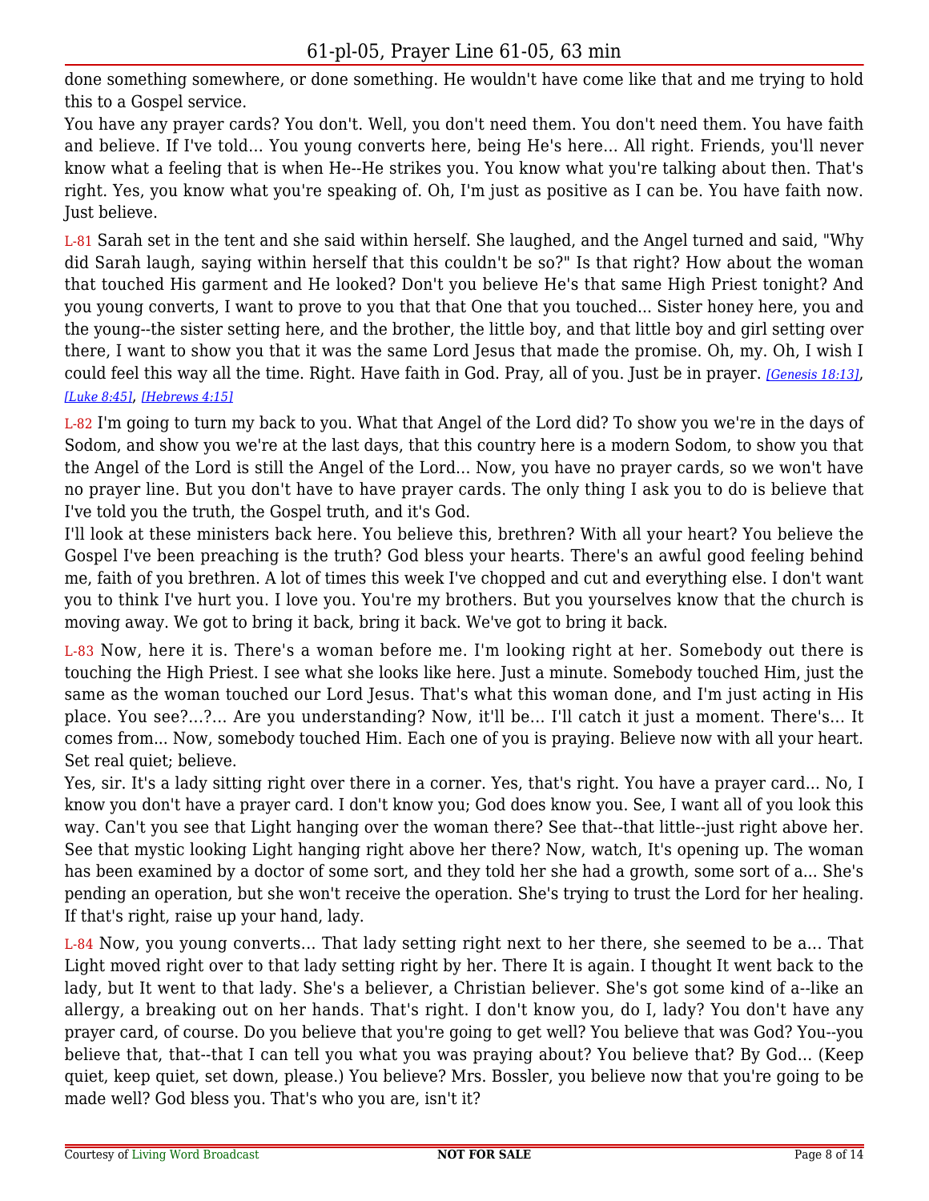done something somewhere, or done something. He wouldn't have come like that and me trying to hold this to a Gospel service.

You have any prayer cards? You don't. Well, you don't need them. You don't need them. You have faith and believe. If I've told... You young converts here, being He's here... All right. Friends, you'll never know what a feeling that is when He--He strikes you. You know what you're talking about then. That's right. Yes, you know what you're speaking of. Oh, I'm just as positive as I can be. You have faith now. Just believe.

L-81 Sarah set in the tent and she said within herself. She laughed, and the Angel turned and said, "Why did Sarah laugh, saying within herself that this couldn't be so?" Is that right? How about the woman that touched His garment and He looked? Don't you believe He's that same High Priest tonight? And you young converts, I want to prove to you that that One that you touched... Sister honey here, you and the young--the sister setting here, and the brother, the little boy, and that little boy and girl setting over there, I want to show you that it was the same Lord Jesus that made the promise. Oh, my. Oh, I wish I could feel this way all the time. Right. Have faith in God. Pray, all of you. Just be in prayer. *[Genesis 18:13]*, *[Luke 8:45]*, *[Hebrews 4:15]*

L-82 I'm going to turn my back to you. What that Angel of the Lord did? To show you we're in the days of Sodom, and show you we're at the last days, that this country here is a modern Sodom, to show you that the Angel of the Lord is still the Angel of the Lord... Now, you have no prayer cards, so we won't have no prayer line. But you don't have to have prayer cards. The only thing I ask you to do is believe that I've told you the truth, the Gospel truth, and it's God.

I'll look at these ministers back here. You believe this, brethren? With all your heart? You believe the Gospel I've been preaching is the truth? God bless your hearts. There's an awful good feeling behind me, faith of you brethren. A lot of times this week I've chopped and cut and everything else. I don't want you to think I've hurt you. I love you. You're my brothers. But you yourselves know that the church is moving away. We got to bring it back, bring it back. We've got to bring it back.

L-83 Now, here it is. There's a woman before me. I'm looking right at her. Somebody out there is touching the High Priest. I see what she looks like here. Just a minute. Somebody touched Him, just the same as the woman touched our Lord Jesus. That's what this woman done, and I'm just acting in His place. You see?...?... Are you understanding? Now, it'll be... I'll catch it just a moment. There's... It comes from... Now, somebody touched Him. Each one of you is praying. Believe now with all your heart. Set real quiet; believe.

Yes, sir. It's a lady sitting right over there in a corner. Yes, that's right. You have a prayer card... No, I know you don't have a prayer card. I don't know you; God does know you. See, I want all of you look this way. Can't you see that Light hanging over the woman there? See that--that little--just right above her. See that mystic looking Light hanging right above her there? Now, watch, It's opening up. The woman has been examined by a doctor of some sort, and they told her she had a growth, some sort of a... She's pending an operation, but she won't receive the operation. She's trying to trust the Lord for her healing. If that's right, raise up your hand, lady.

L-84 Now, you young converts... That lady setting right next to her there, she seemed to be a... That Light moved right over to that lady setting right by her. There It is again. I thought It went back to the lady, but It went to that lady. She's a believer, a Christian believer. She's got some kind of a--like an allergy, a breaking out on her hands. That's right. I don't know you, do I, lady? You don't have any prayer card, of course. Do you believe that you're going to get well? You believe that was God? You--you believe that, that--that I can tell you what you was praying about? You believe that? By God... (Keep quiet, keep quiet, set down, please.) You believe? Mrs. Bossler, you believe now that you're going to be made well? God bless you. That's who you are, isn't it?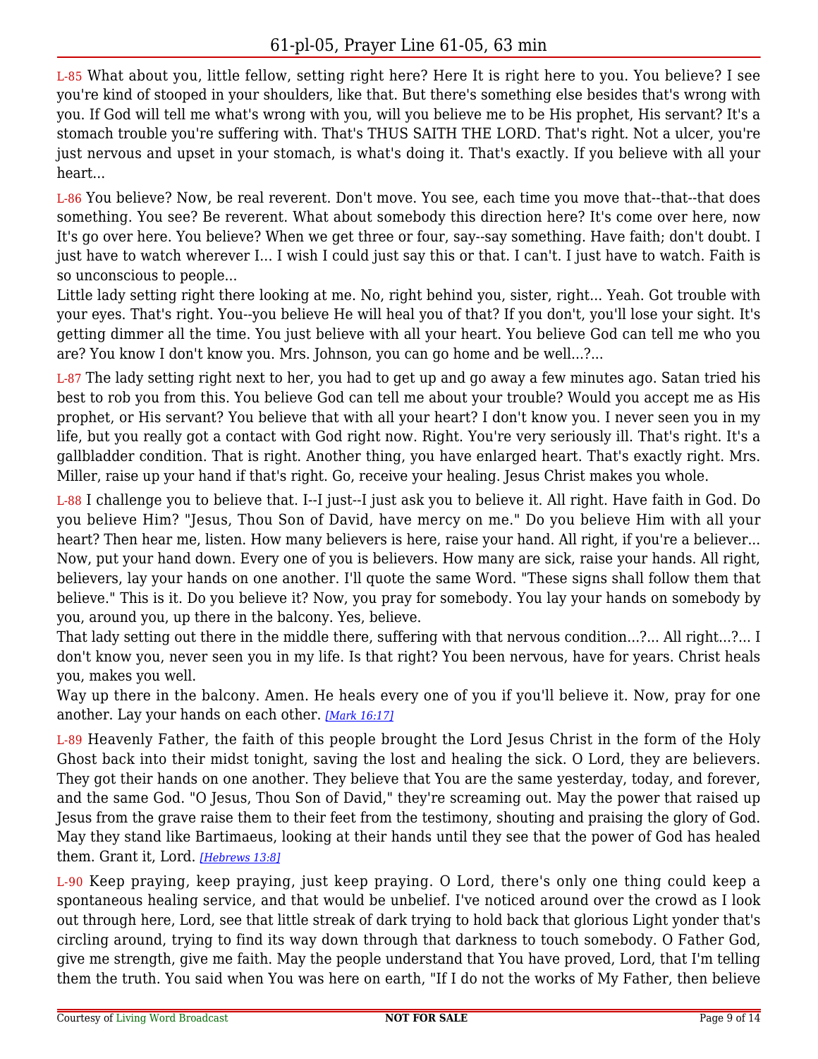L-85 What about you, little fellow, setting right here? Here It is right here to you. You believe? I see you're kind of stooped in your shoulders, like that. But there's something else besides that's wrong with you. If God will tell me what's wrong with you, will you believe me to be His prophet, His servant? It's a stomach trouble you're suffering with. That's THUS SAITH THE LORD. That's right. Not a ulcer, you're just nervous and upset in your stomach, is what's doing it. That's exactly. If you believe with all your heart...

L-86 You believe? Now, be real reverent. Don't move. You see, each time you move that--that--that does something. You see? Be reverent. What about somebody this direction here? It's come over here, now It's go over here. You believe? When we get three or four, say--say something. Have faith; don't doubt. I just have to watch wherever I... I wish I could just say this or that. I can't. I just have to watch. Faith is so unconscious to people...

Little lady setting right there looking at me. No, right behind you, sister, right... Yeah. Got trouble with your eyes. That's right. You--you believe He will heal you of that? If you don't, you'll lose your sight. It's getting dimmer all the time. You just believe with all your heart. You believe God can tell me who you are? You know I don't know you. Mrs. Johnson, you can go home and be well...?...

L-87 The lady setting right next to her, you had to get up and go away a few minutes ago. Satan tried his best to rob you from this. You believe God can tell me about your trouble? Would you accept me as His prophet, or His servant? You believe that with all your heart? I don't know you. I never seen you in my life, but you really got a contact with God right now. Right. You're very seriously ill. That's right. It's a gallbladder condition. That is right. Another thing, you have enlarged heart. That's exactly right. Mrs. Miller, raise up your hand if that's right. Go, receive your healing. Jesus Christ makes you whole.

L-88 I challenge you to believe that. I--I just--I just ask you to believe it. All right. Have faith in God. Do you believe Him? "Jesus, Thou Son of David, have mercy on me." Do you believe Him with all your heart? Then hear me, listen. How many believers is here, raise your hand. All right, if you're a believer... Now, put your hand down. Every one of you is believers. How many are sick, raise your hands. All right, believers, lay your hands on one another. I'll quote the same Word. "These signs shall follow them that believe." This is it. Do you believe it? Now, you pray for somebody. You lay your hands on somebody by you, around you, up there in the balcony. Yes, believe.

That lady setting out there in the middle there, suffering with that nervous condition...?... All right...?... I don't know you, never seen you in my life. Is that right? You been nervous, have for years. Christ heals you, makes you well.

Way up there in the balcony. Amen. He heals every one of you if you'll believe it. Now, pray for one another. Lay your hands on each other. *[Mark 16:17]*

L-89 Heavenly Father, the faith of this people brought the Lord Jesus Christ in the form of the Holy Ghost back into their midst tonight, saving the lost and healing the sick. O Lord, they are believers. They got their hands on one another. They believe that You are the same yesterday, today, and forever, and the same God. "O Jesus, Thou Son of David," they're screaming out. May the power that raised up Jesus from the grave raise them to their feet from the testimony, shouting and praising the glory of God. May they stand like Bartimaeus, looking at their hands until they see that the power of God has healed them. Grant it, Lord. *[Hebrews 13:8]*

L-90 Keep praying, keep praying, just keep praying. O Lord, there's only one thing could keep a spontaneous healing service, and that would be unbelief. I've noticed around over the crowd as I look out through here, Lord, see that little streak of dark trying to hold back that glorious Light yonder that's circling around, trying to find its way down through that darkness to touch somebody. O Father God, give me strength, give me faith. May the people understand that You have proved, Lord, that I'm telling them the truth. You said when You was here on earth, "If I do not the works of My Father, then believe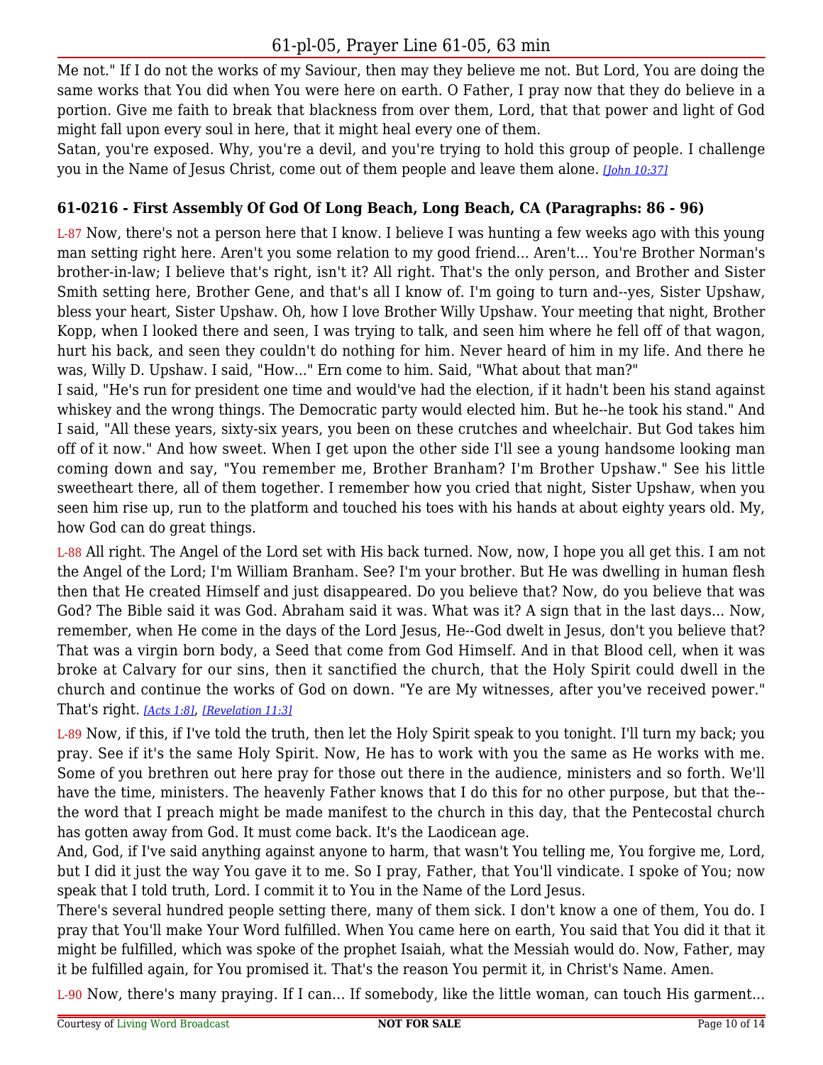Me not." If I do not the works of my Saviour, then may they believe me not. But Lord, You are doing the same works that You did when You were here on earth. O Father, I pray now that they do believe in a portion. Give me faith to break that blackness from over them, Lord, that that power and light of God might fall upon every soul in here, that it might heal every one of them.

Satan, you're exposed. Why, you're a devil, and you're trying to hold this group of people. I challenge you in the Name of Jesus Christ, come out of them people and leave them alone. *[John 10:37]*

### 61-0216 - First Assembly Of God Of Long Beach, Long Beach, CA (Paragraphs: 86 - 96)

L-87 Now, there's not a person here that I know. I believe I was hunting a few weeks ago with this young man setting right here. Aren't you some relation to my good friend... Aren't... You're Brother Norman's brother-in-law; I believe that's right, isn't it? All right. That's the only person, and Brother and Sister Smith setting here, Brother Gene, and that's all I know of. I'm going to turn and--yes, Sister Upshaw, bless your heart, Sister Upshaw. Oh, how I love Brother Willy Upshaw. Your meeting that night, Brother Kopp, when I looked there and seen, I was trying to talk, and seen him where he fell off of that wagon, hurt his back, and seen they couldn't do nothing for him. Never heard of him in my life. And there he was, Willy D. Upshaw. I said, "How..." Ern come to him. Said, "What about that man?"

I said, "He's run for president one time and would've had the election, if it hadn't been his stand against whiskey and the wrong things. The Democratic party would elected him. But he--he took his stand." And I said, "All these years, sixty-six years, you been on these crutches and wheelchair. But God takes him off of it now." And how sweet. When I get upon the other side I'll see a young handsome looking man coming down and say, "You remember me, Brother Branham? I'm Brother Upshaw." See his little sweetheart there, all of them together. I remember how you cried that night, Sister Upshaw, when you seen him rise up, run to the platform and touched his toes with his hands at about eighty years old. My, how God can do great things.

L-88 All right. The Angel of the Lord set with His back turned. Now, now, I hope you all get this. I am not the Angel of the Lord; I'm William Branham. See? I'm your brother. But He was dwelling in human flesh then that He created Himself and just disappeared. Do you believe that? Now, do you believe that was God? The Bible said it was God. Abraham said it was. What was it? A sign that in the last days... Now, remember, when He come in the days of the Lord Jesus, He--God dwelt in Jesus, don't you believe that? That was a virgin born body, a Seed that come from God Himself. And in that Blood cell, when it was broke at Calvary for our sins, then it sanctified the church, that the Holy Spirit could dwell in the church and continue the works of God on down. "Ye are My witnesses, after you've received power." That's right. *[Acts 1:8]*, *[Revelation 11:3]*

L-89 Now, if this, if I've told the truth, then let the Holy Spirit speak to you tonight. I'll turn my back; you pray. See if it's the same Holy Spirit. Now, He has to work with you the same as He works with me. Some of you brethren out here pray for those out there in the audience, ministers and so forth. We'll have the time, ministers. The heavenly Father knows that I do this for no other purpose, but that the--the word that I preach might be made manifest to the church in this day, that the Pentecostal church has gotten away from God. It must come back. It's the Laodicean age.

And, God, if I've said anything against anyone to harm, that wasn't You telling me, You forgive me, Lord, but I did it just the way You gave it to me. So I pray, Father, that You'll vindicate. I spoke of You; now speak that I told truth, Lord. I commit it to You in the Name of the Lord Jesus.

There's several hundred people setting there, many of them sick. I don't know a one of them, You do. I pray that You'll make Your Word fulfilled. When You came here on earth, You said that You did it that it might be fulfilled, which was spoke of the prophet Isaiah, what the Messiah would do. Now, Father, may it be fulfilled again, for You promised it. That's the reason You permit it, in Christ's Name. Amen.

L-90 Now, there's many praying. If I can... If somebody, like the little woman, can touch His garment...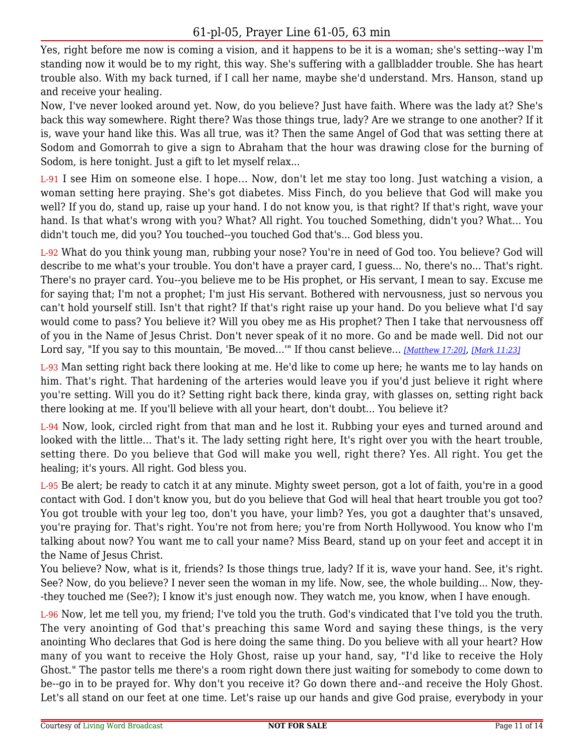Yes, right before me now is coming a vision, and it happens to be it is a woman; she's setting--way I'm standing now it would be to my right, this way. She's suffering with a gallbladder trouble. She has heart trouble also. With my back turned, if I call her name, maybe she'd understand. Mrs. Hanson, stand up and receive your healing.

Now, I've never looked around yet. Now, do you believe? Just have faith. Where was the lady at? She's back this way somewhere. Right there? Was those things true, lady? Are we strange to one another? If it is, wave your hand like this. Was all true, was it? Then the same Angel of God that was setting there at Sodom and Gomorrah to give a sign to Abraham that the hour was drawing close for the burning of Sodom, is here tonight. Just a gift to let myself relax...

L-91 I see Him on someone else. I hope... Now, don't let me stay too long. Just watching a vision, a woman setting here praying. She's got diabetes. Miss Finch, do you believe that God will make you well? If you do, stand up, raise up your hand. I do not know you, is that right? If that's right, wave your hand. Is that what's wrong with you? What? All right. You touched Something, didn't you? What... You didn't touch me, did you? You touched--you touched God that's... God bless you.

L-92 What do you think young man, rubbing your nose? You're in need of God too. You believe? God will describe to me what's your trouble. You don't have a prayer card, I guess... No, there's no... That's right. There's no prayer card. You--you believe me to be His prophet, or His servant, I mean to say. Excuse me for saying that; I'm not a prophet; I'm just His servant. Bothered with nervousness, just so nervous you can't hold yourself still. Isn't that right? If that's right raise up your hand. Do you believe what I'd say would come to pass? You believe it? Will you obey me as His prophet? Then I take that nervousness off of you in the Name of Jesus Christ. Don't never speak of it no more. Go and be made well. Did not our Lord say, "If you say to this mountain, 'Be moved...'" If thou canst believe... *[Matthew 17:20]*, *[Mark 11:23]*

L-93 Man setting right back there looking at me. He'd like to come up here; he wants me to lay hands on him. That's right. That hardening of the arteries would leave you if you'd just believe it right where you're setting. Will you do it? Setting right back there, kinda gray, with glasses on, setting right back there looking at me. If you'll believe with all your heart, don't doubt... You believe it?

L-94 Now, look, circled right from that man and he lost it. Rubbing your eyes and turned around and looked with the little... That's it. The lady setting right here, It's right over you with the heart trouble, setting there. Do you believe that God will make you well, right there? Yes. All right. You get the healing; it's yours. All right. God bless you.

L-95 Be alert; be ready to catch it at any minute. Mighty sweet person, got a lot of faith, you're in a good contact with God. I don't know you, but do you believe that God will heal that heart trouble you got too? You got trouble with your leg too, don't you have, your limb? Yes, you got a daughter that's unsaved, you're praying for. That's right. You're not from here; you're from North Hollywood. You know who I'm talking about now? You want me to call your name? Miss Beard, stand up on your feet and accept it in the Name of Jesus Christ.

You believe? Now, what is it, friends? Is those things true, lady? If it is, wave your hand. See, it's right. See? Now, do you believe? I never seen the woman in my life. Now, see, the whole building... Now, they--they touched me (See?); I know it's just enough now. They watch me, you know, when I have enough.

L-96 Now, let me tell you, my friend; I've told you the truth. God's vindicated that I've told you the truth. The very anointing of God that's preaching this same Word and saying these things, is the very anointing Who declares that God is here doing the same thing. Do you believe with all your heart? How many of you want to receive the Holy Ghost, raise up your hand, say, "I'd like to receive the Holy Ghost." The pastor tells me there's a room right down there just waiting for somebody to come down to be--go in to be prayed for. Why don't you receive it? Go down there and--and receive the Holy Ghost. Let's all stand on our feet at one time. Let's raise up our hands and give God praise, everybody in your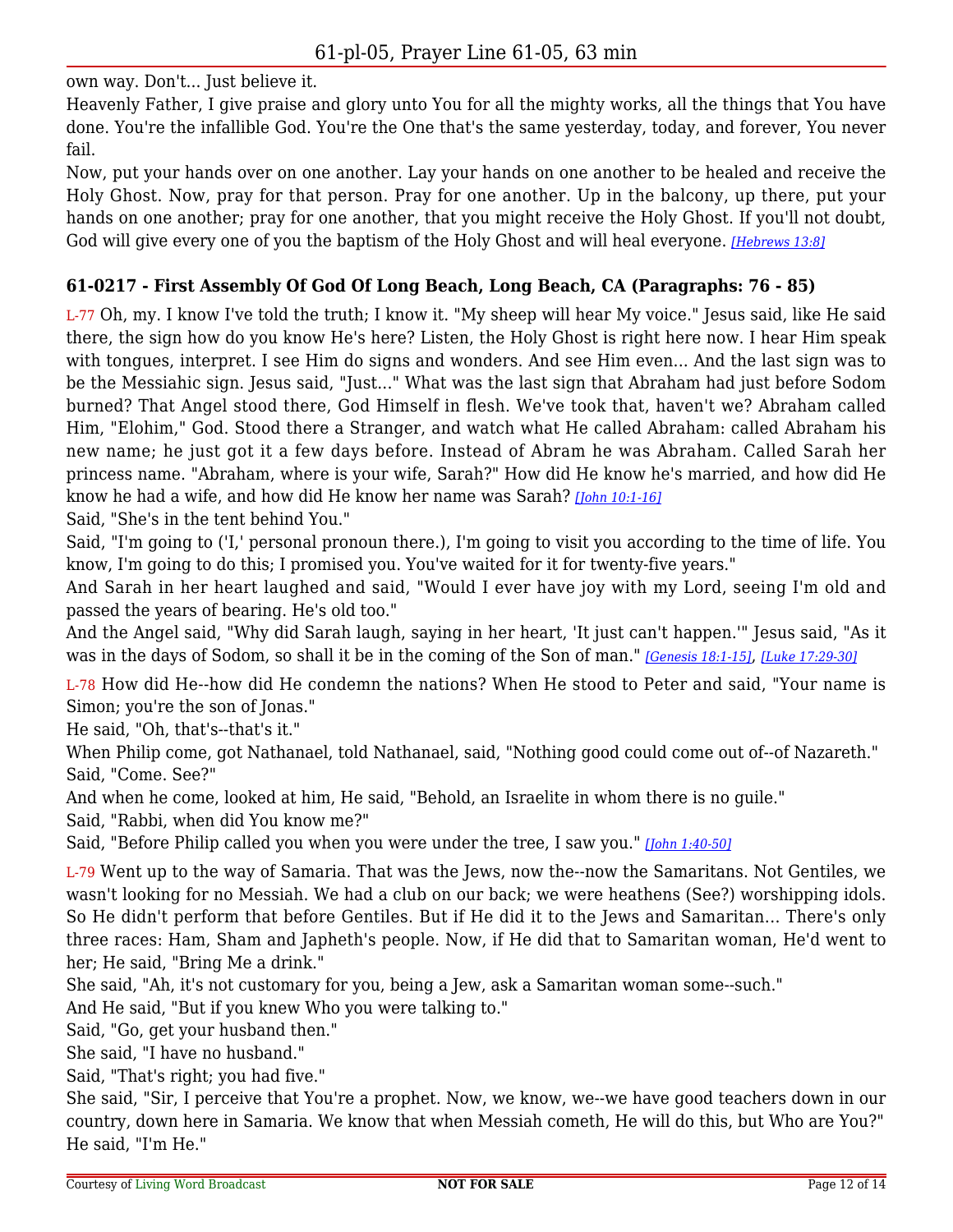own way. Don't... Just believe it.

Heavenly Father, I give praise and glory unto You for all the mighty works, all the things that You have done. You're the infallible God. You're the One that's the same yesterday, today, and forever, You never fail.

Now, put your hands over on one another. Lay your hands on one another to be healed and receive the Holy Ghost. Now, pray for that person. Pray for one another. Up in the balcony, up there, put your hands on one another; pray for one another, that you might receive the Holy Ghost. If you'll not doubt, God will give every one of you the baptism of the Holy Ghost and will heal everyone. *[Hebrews 13:8]*

### 61-0217 - First Assembly Of God Of Long Beach, Long Beach, CA (Paragraphs: 76 - 85)

L-77 Oh, my. I know I've told the truth; I know it. "My sheep will hear My voice." Jesus said, like He said there, the sign how do you know He's here? Listen, the Holy Ghost is right here now. I hear Him speak with tongues, interpret. I see Him do signs and wonders. And see Him even... And the last sign was to be the Messiahic sign. Jesus said, "Just..." What was the last sign that Abraham had just before Sodom burned? That Angel stood there, God Himself in flesh. We've took that, haven't we? Abraham called Him, "Elohim," God. Stood there a Stranger, and watch what He called Abraham: called Abraham his new name; he just got it a few days before. Instead of Abram he was Abraham. Called Sarah her princess name. "Abraham, where is your wife, Sarah?" How did He know he's married, and how did He know he had a wife, and how did He know her name was Sarah? *[John 10:1-16]*

Said, "She's in the tent behind You."

Said, "I'm going to ('I,' personal pronoun there.), I'm going to visit you according to the time of life. You know, I'm going to do this; I promised you. You've waited for it for twenty-five years."

And Sarah in her heart laughed and said, "Would I ever have joy with my Lord, seeing I'm old and passed the years of bearing. He's old too."

And the Angel said, "Why did Sarah laugh, saying in her heart, 'It just can't happen.'" Jesus said, "As it was in the days of Sodom, so shall it be in the coming of the Son of man." *[Genesis 18:1-15]*, *[Luke 17:29-30]*

L-78 How did He--how did He condemn the nations? When He stood to Peter and said, "Your name is Simon; you're the son of Jonas."

He said, "Oh, that's--that's it."

When Philip come, got Nathanael, told Nathanael, said, "Nothing good could come out of--of Nazareth."

Said, "Come. See?"

And when he come, looked at him, He said, "Behold, an Israelite in whom there is no guile."

Said, "Rabbi, when did You know me?"

Said, "Before Philip called you when you were under the tree, I saw you." *[John 1:40-50]*

L-79 Went up to the way of Samaria. That was the Jews, now the--now the Samaritans. Not Gentiles, we wasn't looking for no Messiah. We had a club on our back; we were heathens (See?) worshipping idols. So He didn't perform that before Gentiles. But if He did it to the Jews and Samaritan... There's only three races: Ham, Sham and Japheth's people. Now, if He did that to Samaritan woman, He'd went to her; He said, "Bring Me a drink."

She said, "Ah, it's not customary for you, being a Jew, ask a Samaritan woman some--such."

And He said, "But if you knew Who you were talking to."

Said, "Go, get your husband then."

She said, "I have no husband."

Said, "That's right; you had five."

She said, "Sir, I perceive that You're a prophet. Now, we know, we--we have good teachers down in our country, down here in Samaria. We know that when Messiah cometh, He will do this, but Who are You?"

He said, "I'm He."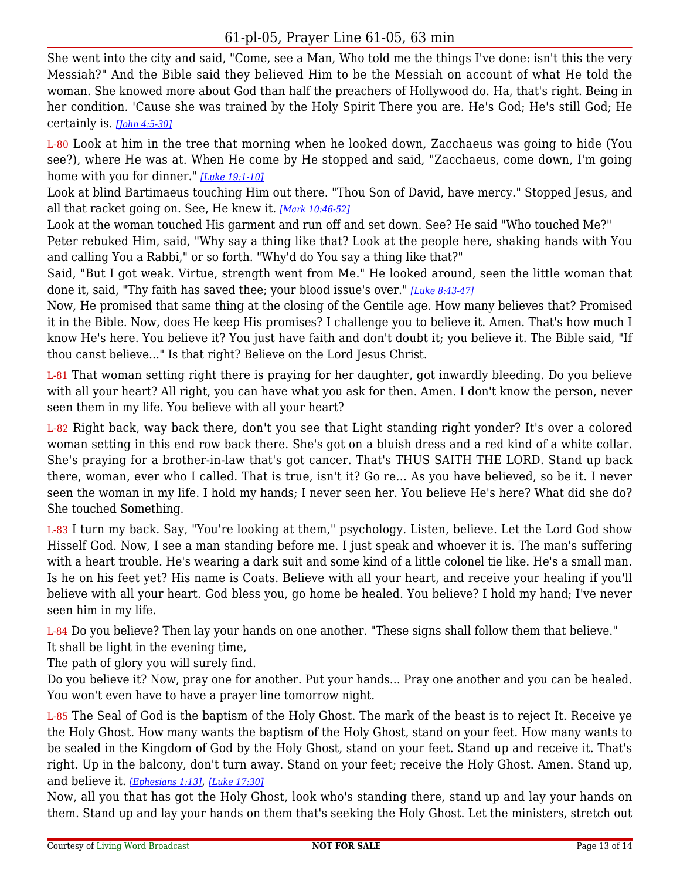She went into the city and said, "Come, see a Man, Who told me the things I've done: isn't this the very Messiah?" And the Bible said they believed Him to be the Messiah on account of what He told the woman. She knowed more about God than half the preachers of Hollywood do. Ha, that's right. Being in her condition. 'Cause she was trained by the Holy Spirit There you are. He's God; He's still God; He certainly is. *[John 4:5-30]*

L-80 Look at him in the tree that morning when he looked down, Zacchaeus was going to hide (You see?), where He was at. When He come by He stopped and said, "Zacchaeus, come down, I'm going home with you for dinner." *[Luke 19:1-10]*

Look at blind Bartimaeus touching Him out there. "Thou Son of David, have mercy." Stopped Jesus, and all that racket going on. See, He knew it. *[Mark 10:46-52]*

Look at the woman touched His garment and run off and set down. See? He said "Who touched Me?"

Peter rebuked Him, said, "Why say a thing like that? Look at the people here, shaking hands with You and calling You a Rabbi," or so forth. "Why'd do You say a thing like that?"

Said, "But I got weak. Virtue, strength went from Me." He looked around, seen the little woman that done it, said, "Thy faith has saved thee; your blood issue's over." *[Luke 8:43-47]*

Now, He promised that same thing at the closing of the Gentile age. How many believes that? Promised it in the Bible. Now, does He keep His promises? I challenge you to believe it. Amen. That's how much I know He's here. You believe it? You just have faith and don't doubt it; you believe it. The Bible said, "If thou canst believe..." Is that right? Believe on the Lord Jesus Christ.

L-81 That woman setting right there is praying for her daughter, got inwardly bleeding. Do you believe with all your heart? All right, you can have what you ask for then. Amen. I don't know the person, never seen them in my life. You believe with all your heart?

L-82 Right back, way back there, don't you see that Light standing right yonder? It's over a colored woman setting in this end row back there. She's got on a bluish dress and a red kind of a white collar. She's praying for a brother-in-law that's got cancer. That's THUS SAITH THE LORD. Stand up back there, woman, ever who I called. That is true, isn't it? Go re... As you have believed, so be it. I never seen the woman in my life. I hold my hands; I never seen her. You believe He's here? What did she do? She touched Something.

L-83 I turn my back. Say, "You're looking at them," psychology. Listen, believe. Let the Lord God show Hisself God. Now, I see a man standing before me. I just speak and whoever it is. The man's suffering with a heart trouble. He's wearing a dark suit and some kind of a little colonel tie like. He's a small man. Is he on his feet yet? His name is Coats. Believe with all your heart, and receive your healing if you'll believe with all your heart. God bless you, go home be healed. You believe? I hold my hand; I've never seen him in my life.

L-84 Do you believe? Then lay your hands on one another. "These signs shall follow them that believe."

It shall be light in the evening time,

The path of glory you will surely find.

Do you believe it? Now, pray one for another. Put your hands... Pray one another and you can be healed. You won't even have to have a prayer line tomorrow night.

L-85 The Seal of God is the baptism of the Holy Ghost. The mark of the beast is to reject It. Receive ye the Holy Ghost. How many wants the baptism of the Holy Ghost, stand on your feet. How many wants to be sealed in the Kingdom of God by the Holy Ghost, stand on your feet. Stand up and receive it. That's right. Up in the balcony, don't turn away. Stand on your feet; receive the Holy Ghost. Amen. Stand up, and believe it. *[Ephesians 1:13]*, *[Luke 17:30]*

Now, all you that has got the Holy Ghost, look who's standing there, stand up and lay your hands on them. Stand up and lay your hands on them that's seeking the Holy Ghost. Let the ministers, stretch out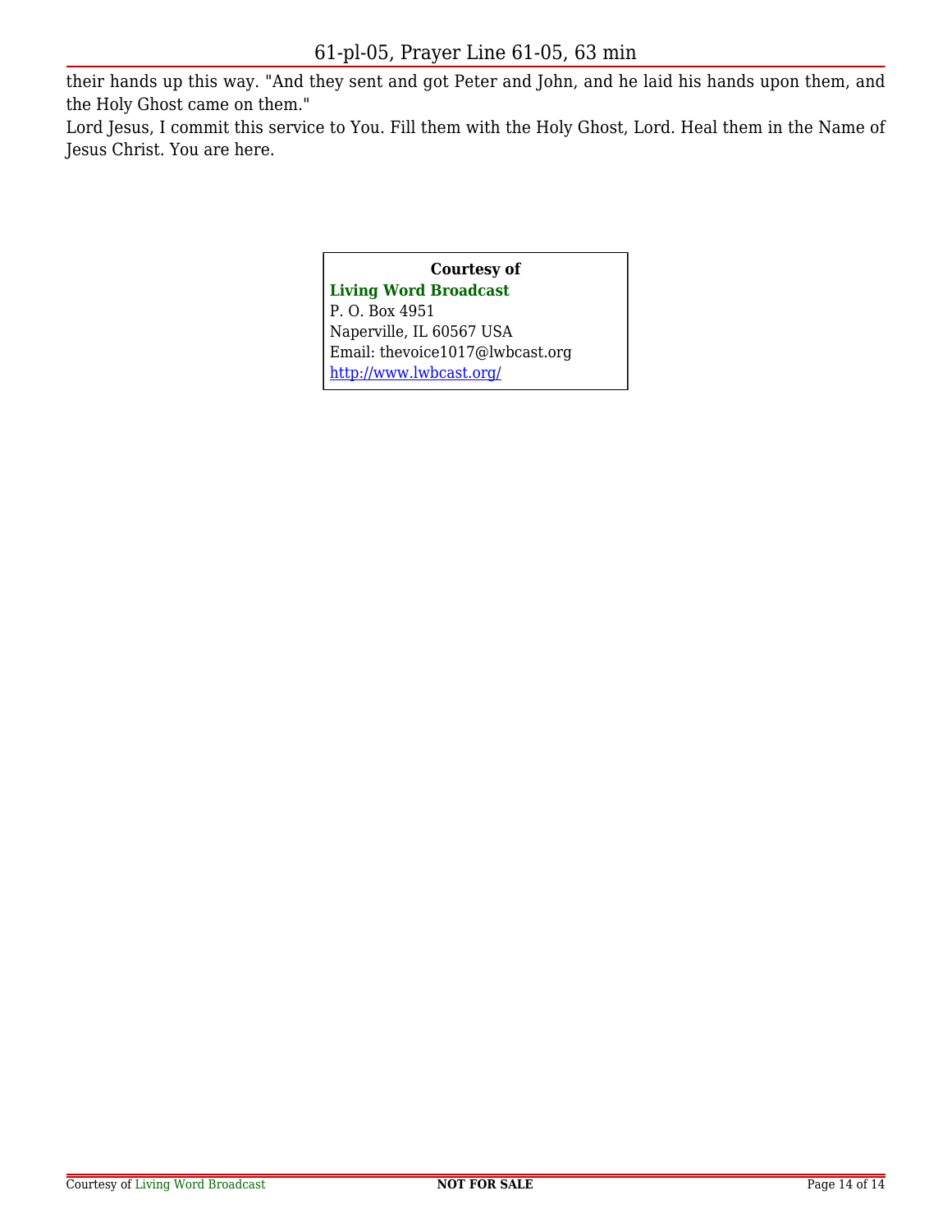their hands up this way. "And they sent and got Peter and John, and he laid his hands upon them, and the Holy Ghost came on them."

Lord Jesus, I commit this service to You. Fill them with the Holy Ghost, Lord. Heal them in the Name of Jesus Christ. You are here.

**Courtesy of**
**Living Word Broadcast**
P. O. Box 4951
Naperville, IL 60567 USA
Email: thevoice1017@lwbcast.org
http://www.lwbcast.org/